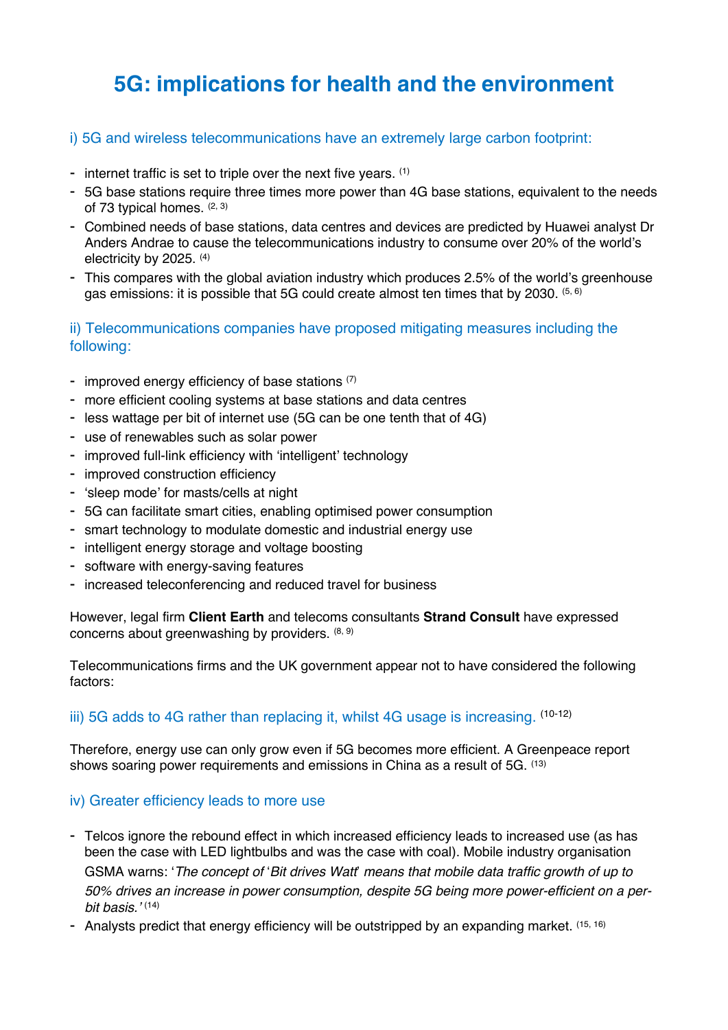# 5G: implications for health and the environment

## i) 5G and wireless telecommunications have an extremely large carbon footprint:

- internet traffic is set to triple over the next five years. [1]
- 5G base stations require three times more power than 4G base stations, equivalent to the needs of 73 typical homes. [2, 3]
- Combined needs of base stations, data centres and devices are predicted by Huawei analyst Dr Anders Andrae to cause the telecommunications industry to consume over 20% of the world's electricity by 2025. [4]
- This compares with the global aviation industry which produces 2.5% of the world's greenhouse gas emissions: it is possible that 5G could create almost ten times that by 2030. [5, 6]

## ii) Telecommunications companies have proposed mitigating measures including the following:

- improved energy efficiency of base stations [7]
- more efficient cooling systems at base stations and data centres
- less wattage per bit of internet use (5G can be one tenth that of 4G)
- use of renewables such as solar power
- improved full-link efficiency with 'intelligent' technology
- improved construction efficiency
- 'sleep mode' for masts/cells at night
- 5G can facilitate smart cities, enabling optimised power consumption
- smart technology to modulate domestic and industrial energy use
- intelligent energy storage and voltage boosting
- software with energy-saving features
- increased teleconferencing and reduced travel for business

However, legal firm **Client Earth** and telecoms consultants **Strand Consult** have expressed concerns about greenwashing by providers. [8, 9]

Telecommunications firms and the UK government appear not to have considered the following factors:

## iii) 5G adds to 4G rather than replacing it, whilst 4G usage is increasing. [10-12]

Therefore, energy use can only grow even if 5G becomes more efficient. A Greenpeace report shows soaring power requirements and emissions in China as a result of 5G. [13]

## iv) Greater efficiency leads to more use

- Telcos ignore the rebound effect in which increased efficiency leads to increased use (as has been the case with LED lightbulbs and was the case with coal). Mobile industry organisation GSMA warns: '*The concept of* '*Bit drives Watt*' *means that mobile data traffic growth of up to 50% drives an increase in power consumption, despite 5G being more power-efficient on a per-bit basis.*' [14]
- Analysts predict that energy efficiency will be outstripped by an expanding market. [15, 16]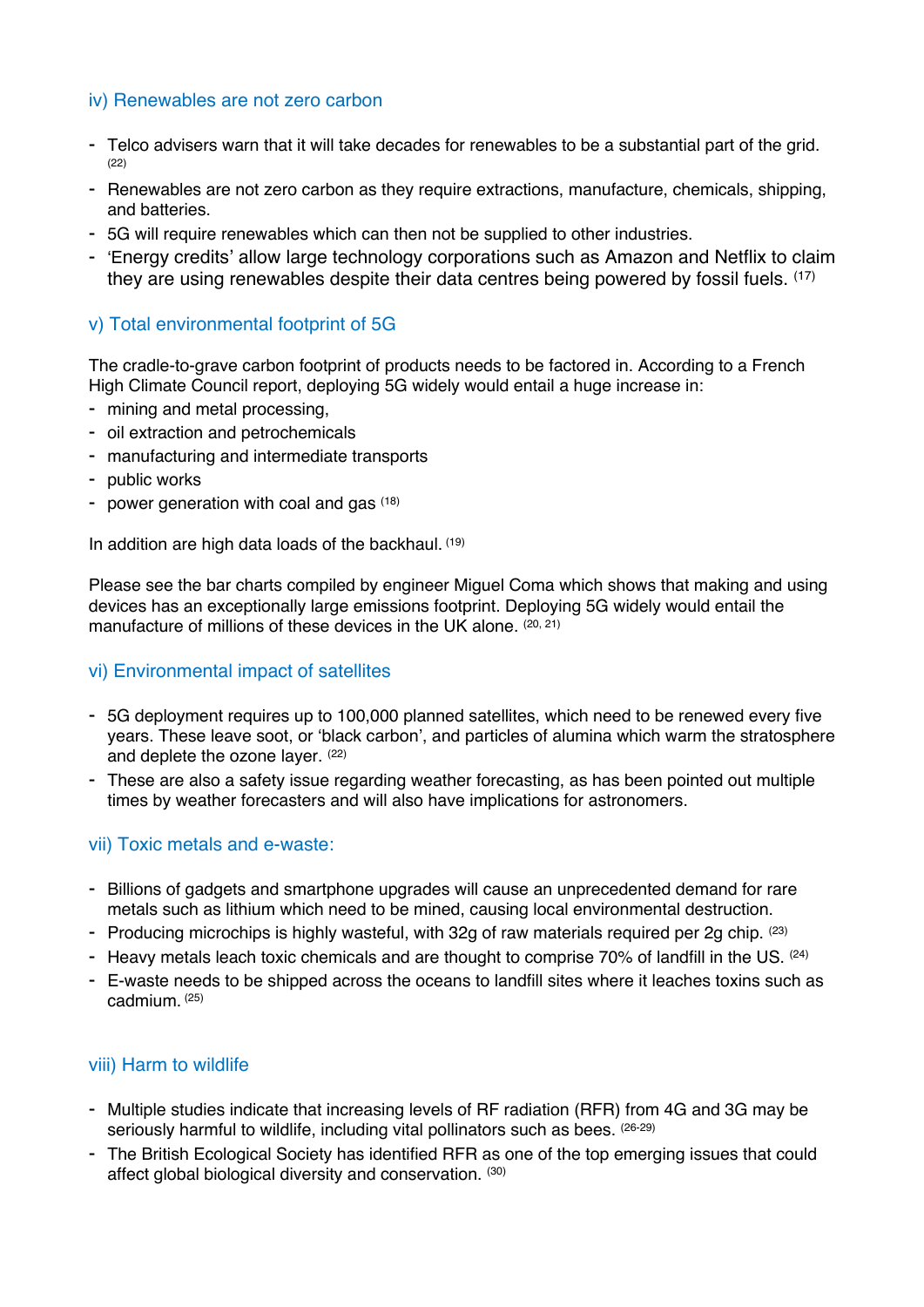### iv) Renewables are not zero carbon

- Telco advisers warn that it will take decades for renewables to be a substantial part of the grid. [22]
- Renewables are not zero carbon as they require extractions, manufacture, chemicals, shipping, and batteries.
- 5G will require renewables which can then not be supplied to other industries.
- 'Energy credits' allow large technology corporations such as Amazon and Netflix to claim they are using renewables despite their data centres being powered by fossil fuels. [17]

### v) Total environmental footprint of 5G

The cradle-to-grave carbon footprint of products needs to be factored in. According to a French High Climate Council report, deploying 5G widely would entail a huge increase in:

- mining and metal processing,
- oil extraction and petrochemicals
- manufacturing and intermediate transports
- public works
- power generation with coal and gas [18]

In addition are high data loads of the backhaul. [19]

Please see the bar charts compiled by engineer Miguel Coma which shows that making and using devices has an exceptionally large emissions footprint. Deploying 5G widely would entail the manufacture of millions of these devices in the UK alone. [20, 21]

### vi) Environmental impact of satellites

- 5G deployment requires up to 100,000 planned satellites, which need to be renewed every five years. These leave soot, or 'black carbon', and particles of alumina which warm the stratosphere and deplete the ozone layer. [22]
- These are also a safety issue regarding weather forecasting, as has been pointed out multiple times by weather forecasters and will also have implications for astronomers.

### vii) Toxic metals and e-waste:

- Billions of gadgets and smartphone upgrades will cause an unprecedented demand for rare metals such as lithium which need to be mined, causing local environmental destruction.
- Producing microchips is highly wasteful, with 32g of raw materials required per 2g chip. [23]
- Heavy metals leach toxic chemicals and are thought to comprise 70% of landfill in the US. [24]
- E-waste needs to be shipped across the oceans to landfill sites where it leaches toxins such as cadmium. [25]

### viii) Harm to wildlife

- Multiple studies indicate that increasing levels of RF radiation (RFR) from 4G and 3G may be seriously harmful to wildlife, including vital pollinators such as bees. [26-29]
- The British Ecological Society has identified RFR as one of the top emerging issues that could affect global biological diversity and conservation. [30]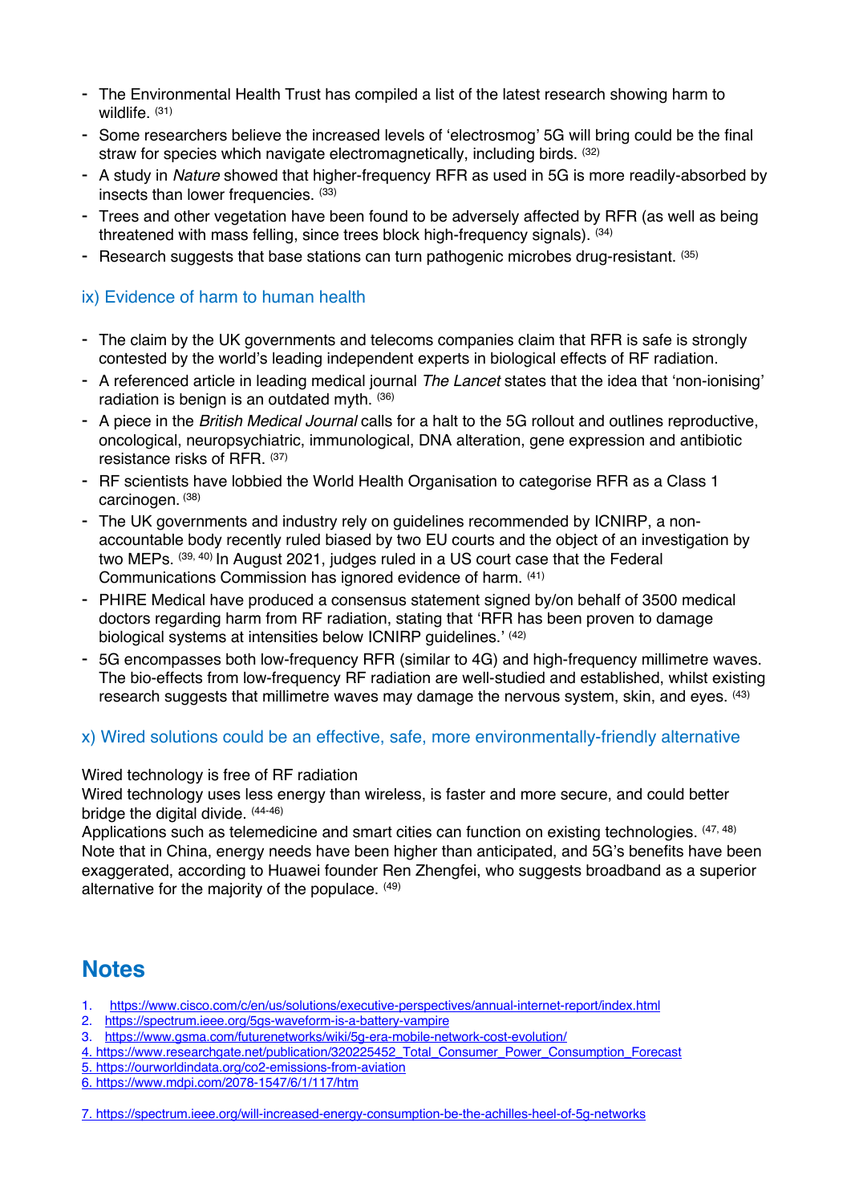- The Environmental Health Trust has compiled a list of the latest research showing harm to wildlife. [31]
- Some researchers believe the increased levels of 'electrosmog' 5G will bring could be the final straw for species which navigate electromagnetically, including birds. [32]
- A study in *Nature* showed that higher-frequency RFR as used in 5G is more readily-absorbed by insects than lower frequencies. [33]
- Trees and other vegetation have been found to be adversely affected by RFR (as well as being threatened with mass felling, since trees block high-frequency signals). [34]
- Research suggests that base stations can turn pathogenic microbes drug-resistant. [35]

### ix) Evidence of harm to human health

- The claim by the UK governments and telecoms companies claim that RFR is safe is strongly contested by the world's leading independent experts in biological effects of RF radiation.
- A referenced article in leading medical journal *The Lancet* states that the idea that 'non-ionising' radiation is benign is an outdated myth. [36]
- A piece in the *British Medical Journal* calls for a halt to the 5G rollout and outlines reproductive, oncological, neuropsychiatric, immunological, DNA alteration, gene expression and antibiotic resistance risks of RFR. [37]
- RF scientists have lobbied the World Health Organisation to categorise RFR as a Class 1 carcinogen. [38]
- The UK governments and industry rely on guidelines recommended by ICNIRP, a non-accountable body recently ruled biased by two EU courts and the object of an investigation by two MEPs. [39, 40] In August 2021, judges ruled in a US court case that the Federal Communications Commission has ignored evidence of harm. [41]
- PHIRE Medical have produced a consensus statement signed by/on behalf of 3500 medical doctors regarding harm from RF radiation, stating that 'RFR has been proven to damage biological systems at intensities below ICNIRP guidelines.' [42]
- 5G encompasses both low-frequency RFR (similar to 4G) and high-frequency millimetre waves. The bio-effects from low-frequency RF radiation are well-studied and established, whilst existing research suggests that millimetre waves may damage the nervous system, skin, and eyes. [43]

### x) Wired solutions could be an effective, safe, more environmentally-friendly alternative

Wired technology is free of RF radiation
Wired technology uses less energy than wireless, is faster and more secure, and could better bridge the digital divide. [44-46]
Applications such as telemedicine and smart cities can function on existing technologies. [47, 48]
Note that in China, energy needs have been higher than anticipated, and 5G's benefits have been exaggerated, according to Huawei founder Ren Zhengfei, who suggests broadband as a superior alternative for the majority of the populace. [49]

## Notes

1. https://www.cisco.com/c/en/us/solutions/executive-perspectives/annual-internet-report/index.html
2. https://spectrum.ieee.org/5gs-waveform-is-a-battery-vampire
3. https://www.gsma.com/futurenetworks/wiki/5g-era-mobile-network-cost-evolution/
4. https://www.researchgate.net/publication/320225452_Total_Consumer_Power_Consumption_Forecast
5. https://ourworldindata.org/co2-emissions-from-aviation
6. https://www.mdpi.com/2078-1547/6/1/117/htm
7. https://spectrum.ieee.org/will-increased-energy-consumption-be-the-achilles-heel-of-5g-networks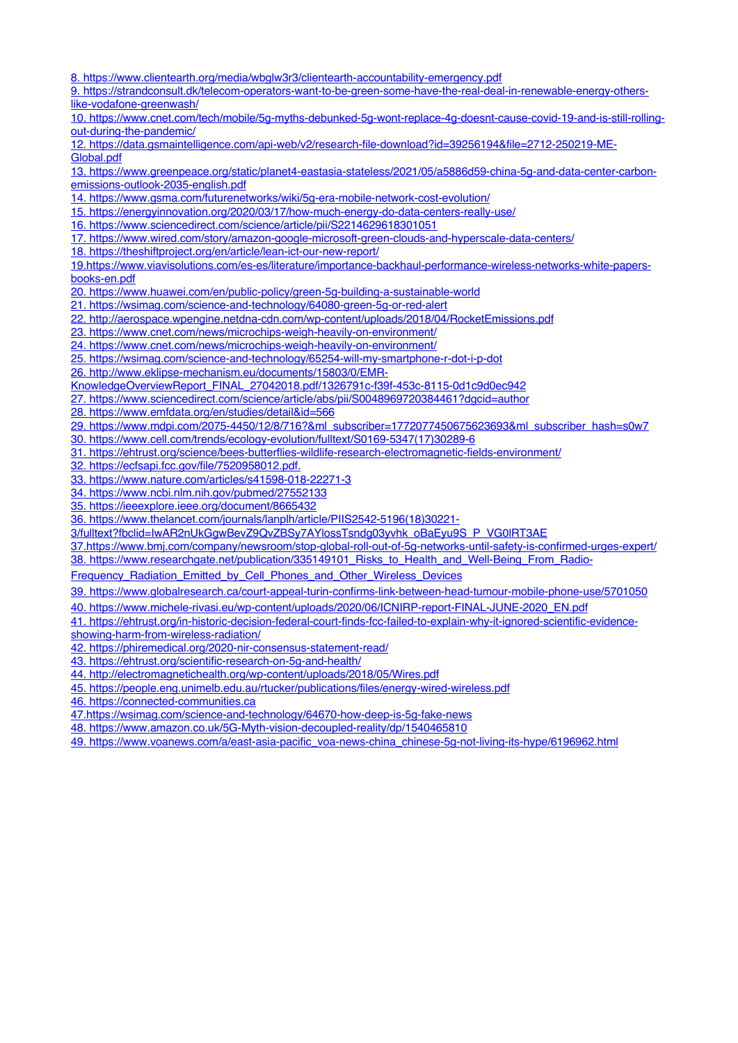8. https://www.clientearth.org/media/wbglw3r3/clientearth-accountability-emergency.pdf
9. https://strandconsult.dk/telecom-operators-want-to-be-green-some-have-the-real-deal-in-renewable-energy-others-like-vodafone-greenwash/
10. https://www.cnet.com/tech/mobile/5g-myths-debunked-5g-wont-replace-4g-doesnt-cause-covid-19-and-is-still-rolling-out-during-the-pandemic/
12. https://data.gsmaintelligence.com/api-web/v2/research-file-download?id=39256194&file=2712-250219-ME-Global.pdf
13. https://www.greenpeace.org/static/planet4-eastasia-stateless/2021/05/a5886d59-china-5g-and-data-center-carbon-emissions-outlook-2035-english.pdf
14. https://www.gsma.com/futurenetworks/wiki/5g-era-mobile-network-cost-evolution/
15. https://energyinnovation.org/2020/03/17/how-much-energy-do-data-centers-really-use/
16. https://www.sciencedirect.com/science/article/pii/S2214629618301051
17. https://www.wired.com/story/amazon-google-microsoft-green-clouds-and-hyperscale-data-centers/
18. https://theshiftproject.org/en/article/lean-ict-our-new-report/
19.https://www.viavisolutions.com/es-es/literature/importance-backhaul-performance-wireless-networks-white-papers-books-en.pdf
20. https://www.huawei.com/en/public-policy/green-5g-building-a-sustainable-world
21. https://wsimag.com/science-and-technology/64080-green-5g-or-red-alert
22. http://aerospace.wpengine.netdna-cdn.com/wp-content/uploads/2018/04/RocketEmissions.pdf
23. https://www.cnet.com/news/microchips-weigh-heavily-on-environment/
24. https://www.cnet.com/news/microchips-weigh-heavily-on-environment/
25. https://wsimag.com/science-and-technology/65254-will-my-smartphone-r-dot-i-p-dot
26. http://www.eklipse-mechanism.eu/documents/15803/0/EMR-KnowledgeOverviewReport_FINAL_27042018.pdf/1326791c-f39f-453c-8115-0d1c9d0ec942
27. https://www.sciencedirect.com/science/article/abs/pii/S0048969720384461?dgcid=author
28. https://www.emfdata.org/en/studies/detail&id=566
29. https://www.mdpi.com/2075-4450/12/8/716?&ml_subscriber=1772077450675623693&ml_subscriber_hash=s0w7
30. https://www.cell.com/trends/ecology-evolution/fulltext/S0169-5347(17)30289-6
31. https://ehtrust.org/science/bees-butterflies-wildlife-research-electromagnetic-fields-environment/
32. https://ecfsapi.fcc.gov/file/7520958012.pdf.
33. https://www.nature.com/articles/s41598-018-22271-3
34. https://www.ncbi.nlm.nih.gov/pubmed/27552133
35. https://ieeexplore.ieee.org/document/8665432
36. https://www.thelancet.com/journals/lanplh/article/PIIS2542-5196(18)30221-3/fulltext?fbclid=IwAR2nUkGgwBevZ9QvZBSy7AYlossTsndg03yvhk_oBaEyu9S_P_VG0lRT3AE
37.https://www.bmj.com/company/newsroom/stop-global-roll-out-of-5g-networks-until-safety-is-confirmed-urges-expert/
38. https://www.researchgate.net/publication/335149101_Risks_to_Health_and_Well-Being_From_Radio-Frequency_Radiation_Emitted_by_Cell_Phones_and_Other_Wireless_Devices
39. https://www.globalresearch.ca/court-appeal-turin-confirms-link-between-head-tumour-mobile-phone-use/5701050
40. https://www.michele-rivasi.eu/wp-content/uploads/2020/06/ICNIRP-report-FINAL-JUNE-2020_EN.pdf
41. https://ehtrust.org/in-historic-decision-federal-court-finds-fcc-failed-to-explain-why-it-ignored-scientific-evidence-showing-harm-from-wireless-radiation/
42. https://phiremedical.org/2020-nir-consensus-statement-read/
43. https://ehtrust.org/scientific-research-on-5g-and-health/
44. http://electromagnetichealth.org/wp-content/uploads/2018/05/Wires.pdf
45. https://people.eng.unimelb.edu.au/rtucker/publications/files/energy-wired-wireless.pdf
46. https://connected-communities.ca
47.https://wsimag.com/science-and-technology/64670-how-deep-is-5g-fake-news
48. https://www.amazon.co.uk/5G-Myth-vision-decoupled-reality/dp/1540465810
49. https://www.voanews.com/a/east-asia-pacific_voa-news-china_chinese-5g-not-living-its-hype/6196962.html